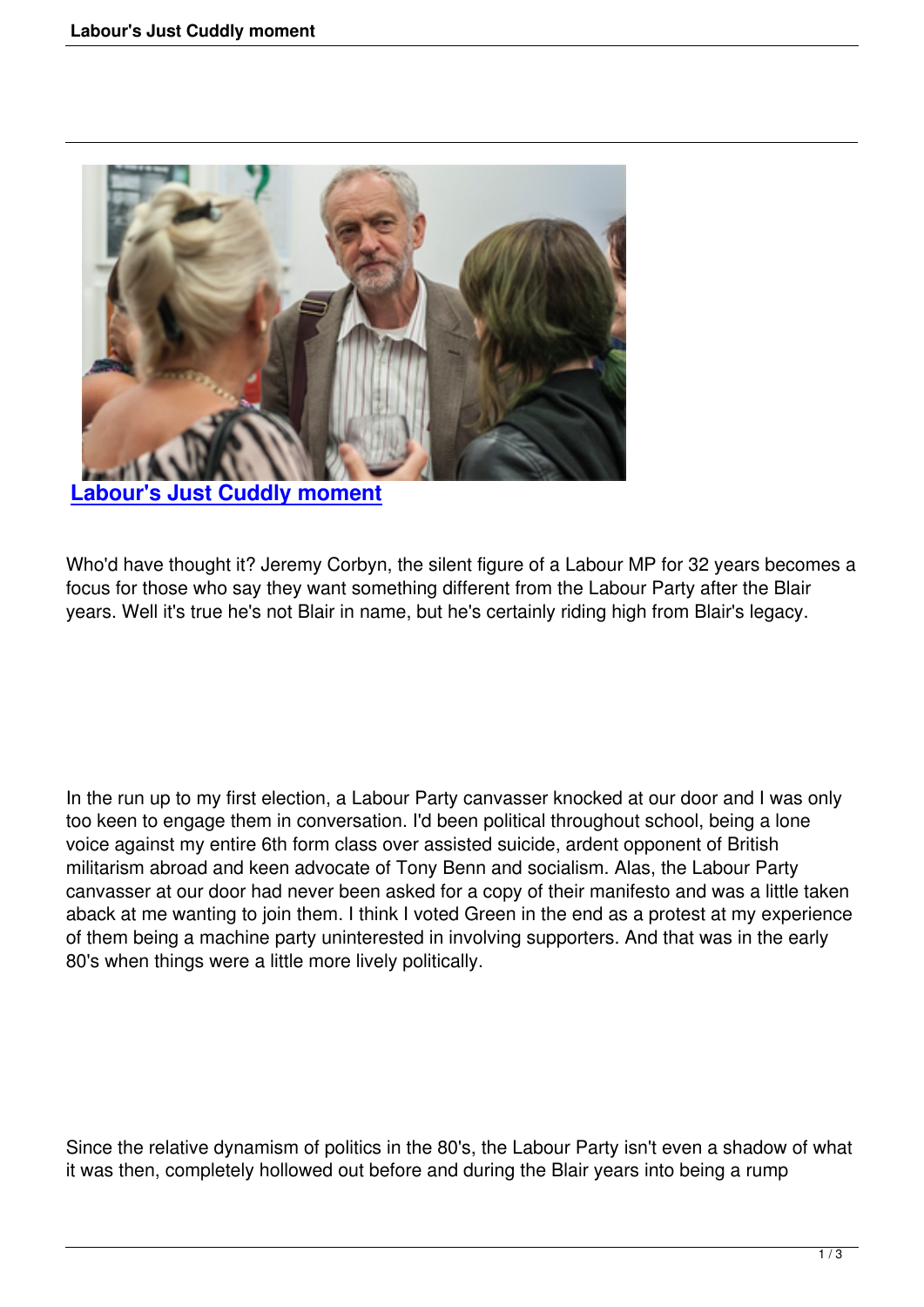# Labour's Just Cuddly moment

Who'd have thought it? Jeremy Corbyn, the silent figure of a Labour MP for 32 years becomes a focus for those who say they want something different from the Labour Party after the Blair years. Well it's true he's not Blair in name, but he's certainly riding high from Blair's legacy.

In the run up to my first election, a Labour Party canvasser knocked at our door and I was only too keen to engage them in conversation. I'd been political throughout school, being a lone voice against my entire 6th form class over assisted suicide, ardent opponent of British militarism abroad and keen advocate of Tony Benn and socialism. Alas, the Labour Party canvasser at our door had never been asked for a copy of their manifesto and was a little taken aback at me wanting to join them. I think I voted Green in the end as a protest at my experience of them being a machine party uninterested in involving supporters. And that was in the early 80's when things were a little more lively politically.

Since the relative dynamism of politics in the 80's, the Labour Party isn't even a shadow of what it was then, completely hollowed out before and during the Blair years into being a rump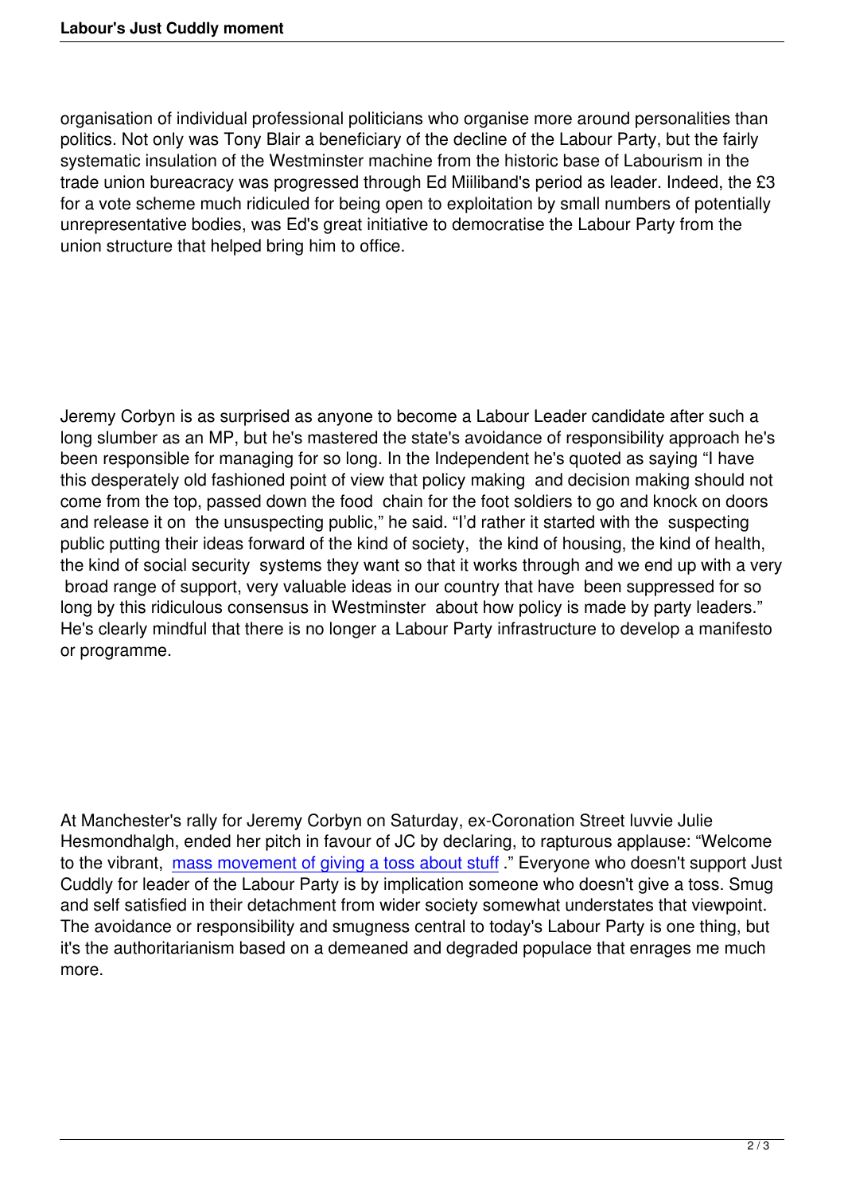organisation of individual professional politicians who organise more around personalities than politics. Not only was Tony Blair a beneficiary of the decline of the Labour Party, but the fairly systematic insulation of the Westminster machine from the historic base of Labourism in the trade union bureacracy was progressed through Ed Miiliband's period as leader. Indeed, the £3 for a vote scheme much ridiculed for being open to exploitation by small numbers of potentially unrepresentative bodies, was Ed's great initiative to democratise the Labour Party from the union structure that helped bring him to office.

Jeremy Corbyn is as surprised as anyone to become a Labour Leader candidate after such a long slumber as an MP, but he's mastered the state's avoidance of responsibility approach he's been responsible for managing for so long. In the Independent he's quoted as saying "I have this desperately old fashioned point of view that policy making and decision making should not come from the top, passed down the food chain for the foot soldiers to go and knock on doors and release it on the unsuspecting public," he said. "I'd rather it started with the suspecting public putting their ideas forward of the kind of society, the kind of housing, the kind of health, the kind of social security systems they want so that it works through and we end up with a very broad range of support, very valuable ideas in our country that have been suppressed for so long by this ridiculous consensus in Westminster about how policy is made by party leaders." He's clearly mindful that there is no longer a Labour Party infrastructure to develop a manifesto or programme.

At Manchester's rally for Jeremy Corbyn on Saturday, ex-Coronation Street luvvie Julie Hesmondhalgh, ended her pitch in favour of JC by declaring, to rapturous applause: "Welcome to the vibrant, mass movement of giving a toss about stuff." Everyone who doesn't support Just Cuddly for leader of the Labour Party is by implication someone who doesn't give a toss. Smug and self satisfied in their detachment from wider society somewhat understates that viewpoint. The avoidance or responsibility and smugness central to today's Labour Party is one thing, but it's the authoritarianism based on a demeaned and degraded populace that enrages me much more.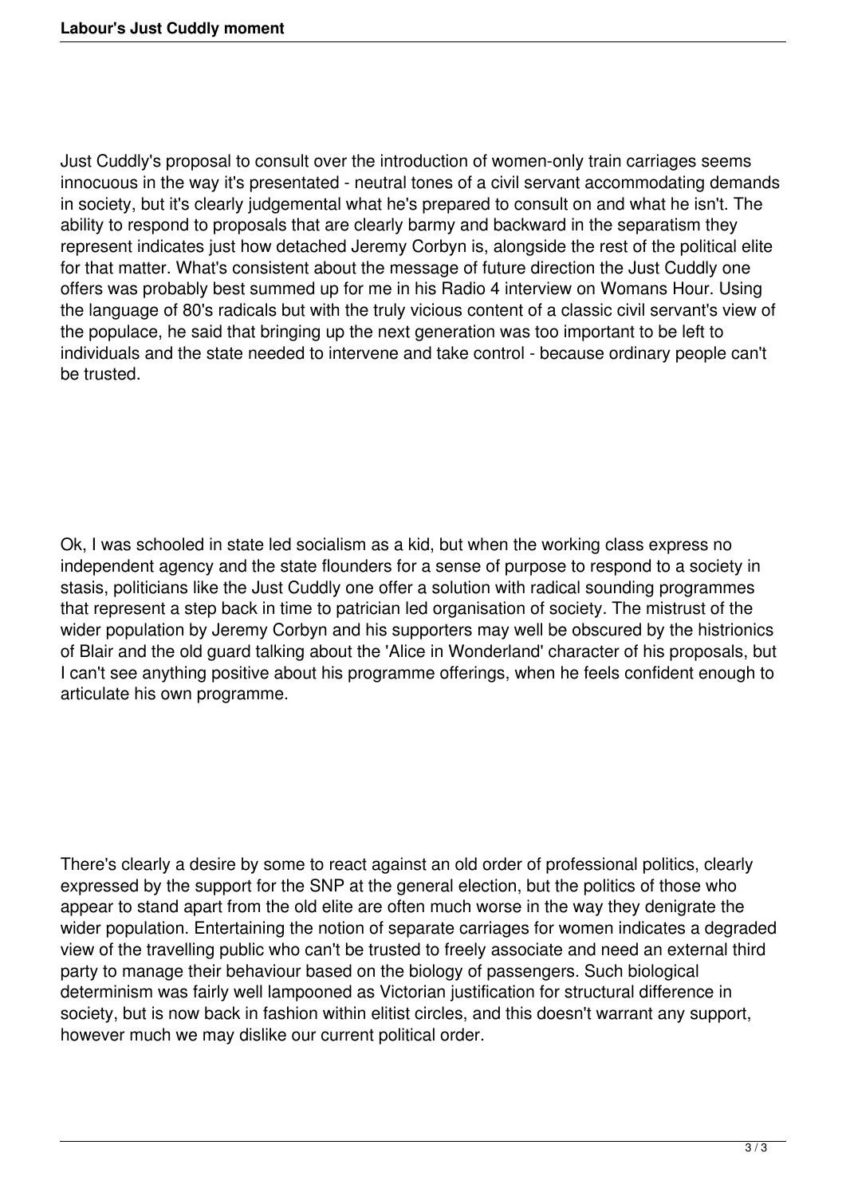Just Cuddly's proposal to consult over the introduction of women-only train carriages seems innocuous in the way it's presentated - neutral tones of a civil servant accommodating demands in society, but it's clearly judgemental what he's prepared to consult on and what he isn't. The ability to respond to proposals that are clearly barmy and backward in the separatism they represent indicates just how detached Jeremy Corbyn is, alongside the rest of the political elite for that matter. What's consistent about the message of future direction the Just Cuddly one offers was probably best summed up for me in his Radio 4 interview on Womans Hour. Using the language of 80's radicals but with the truly vicious content of a classic civil servant's view of the populace, he said that bringing up the next generation was too important to be left to individuals and the state needed to intervene and take control - because ordinary people can't be trusted.

Ok, I was schooled in state led socialism as a kid, but when the working class express no independent agency and the state flounders for a sense of purpose to respond to a society in stasis, politicians like the Just Cuddly one offer a solution with radical sounding programmes that represent a step back in time to patrician led organisation of society. The mistrust of the wider population by Jeremy Corbyn and his supporters may well be obscured by the histrionics of Blair and the old guard talking about the 'Alice in Wonderland' character of his proposals, but I can't see anything positive about his programme offerings, when he feels confident enough to articulate his own programme.

There's clearly a desire by some to react against an old order of professional politics, clearly expressed by the support for the SNP at the general election, but the politics of those who appear to stand apart from the old elite are often much worse in the way they denigrate the wider population. Entertaining the notion of separate carriages for women indicates a degraded view of the travelling public who can't be trusted to freely associate and need an external third party to manage their behaviour based on the biology of passengers. Such biological determinism was fairly well lampooned as Victorian justification for structural difference in society, but is now back in fashion within elitist circles, and this doesn't warrant any support, however much we may dislike our current political order.